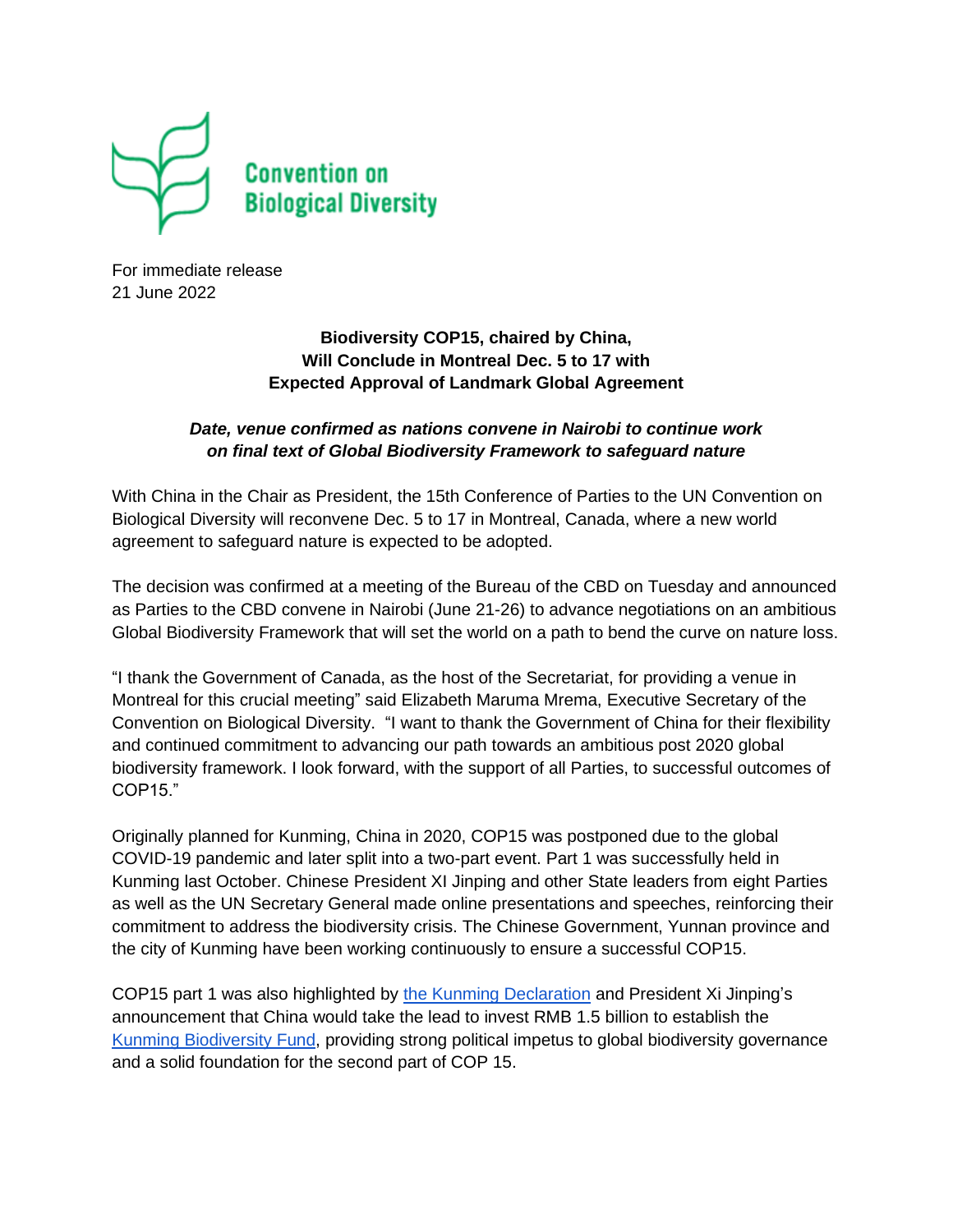Convention on Biological Diversity

For immediate release
21 June 2022

**Biodiversity COP15, chaired by China, Will Conclude in Montreal Dec. 5 to 17 with Expected Approval of Landmark Global Agreement**

***Date, venue confirmed as nations convene in Nairobi to continue work on final text of Global Biodiversity Framework to safeguard nature***

With China in the Chair as President, the 15th Conference of Parties to the UN Convention on Biological Diversity will reconvene Dec. 5 to 17 in Montreal, Canada, where a new world agreement to safeguard nature is expected to be adopted.

The decision was confirmed at a meeting of the Bureau of the CBD on Tuesday and announced as Parties to the CBD convene in Nairobi (June 21-26) to advance negotiations on an ambitious Global Biodiversity Framework that will set the world on a path to bend the curve on nature loss.

"I thank the Government of Canada, as the host of the Secretariat, for providing a venue in Montreal for this crucial meeting" said Elizabeth Maruma Mrema, Executive Secretary of the Convention on Biological Diversity. "I want to thank the Government of China for their flexibility and continued commitment to advancing our path towards an ambitious post 2020 global biodiversity framework. I look forward, with the support of all Parties, to successful outcomes of COP15."

Originally planned for Kunming, China in 2020, COP15 was postponed due to the global COVID-19 pandemic and later split into a two-part event. Part 1 was successfully held in Kunming last October. Chinese President XI Jinping and other State leaders from eight Parties as well as the UN Secretary General made online presentations and speeches, reinforcing their commitment to address the biodiversity crisis. The Chinese Government, Yunnan province and the city of Kunming have been working continuously to ensure a successful COP15.

COP15 part 1 was also highlighted by the Kunming Declaration and President Xi Jinping's announcement that China would take the lead to invest RMB 1.5 billion to establish the Kunming Biodiversity Fund, providing strong political impetus to global biodiversity governance and a solid foundation for the second part of COP 15.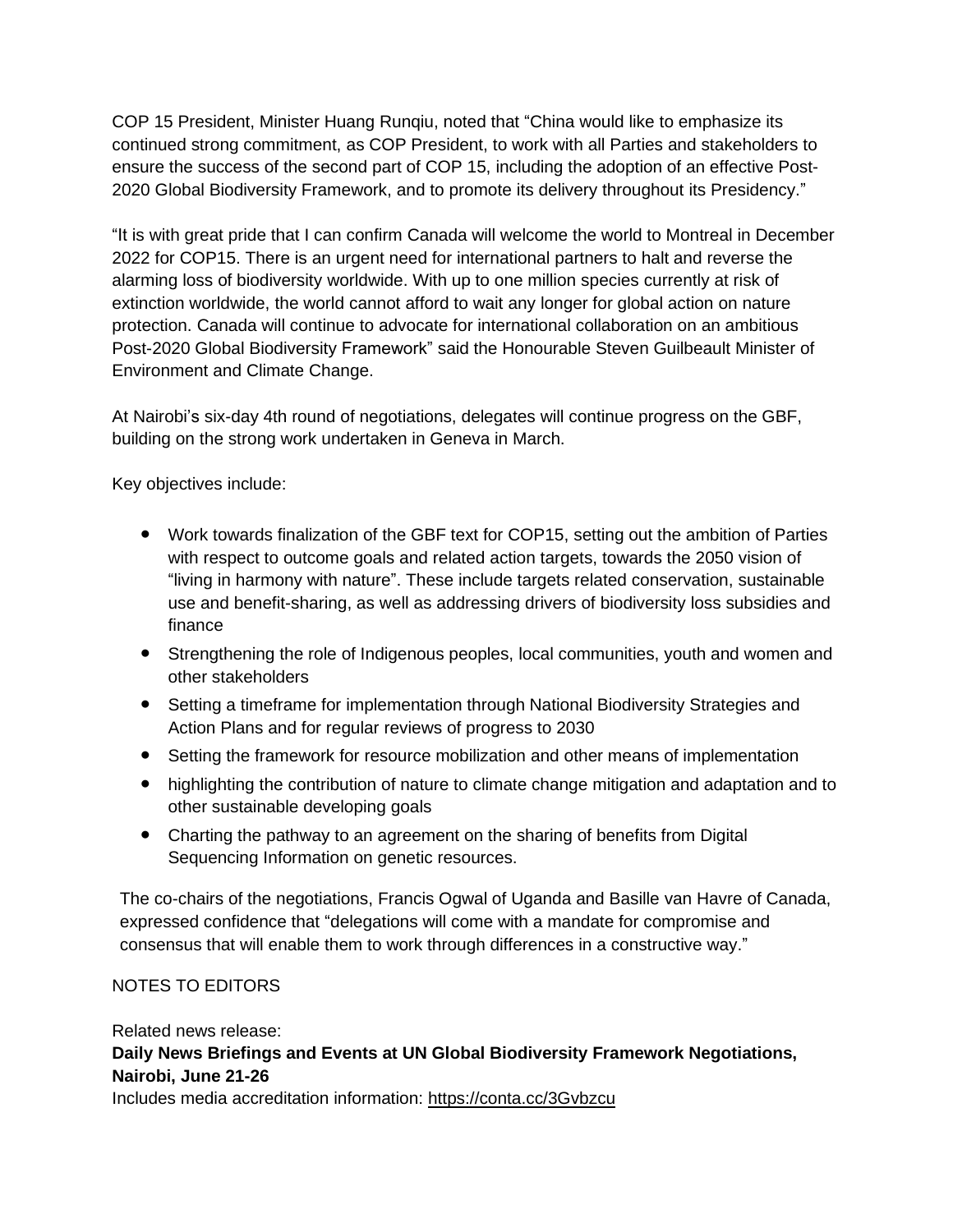COP 15 President, Minister Huang Runqiu, noted that "China would like to emphasize its continued strong commitment, as COP President, to work with all Parties and stakeholders to ensure the success of the second part of COP 15, including the adoption of an effective Post-2020 Global Biodiversity Framework, and to promote its delivery throughout its Presidency."

"It is with great pride that I can confirm Canada will welcome the world to Montreal in December 2022 for COP15. There is an urgent need for international partners to halt and reverse the alarming loss of biodiversity worldwide. With up to one million species currently at risk of extinction worldwide, the world cannot afford to wait any longer for global action on nature protection. Canada will continue to advocate for international collaboration on an ambitious Post-2020 Global Biodiversity Framework" said the Honourable Steven Guilbeault Minister of Environment and Climate Change.

At Nairobi's six-day 4th round of negotiations, delegates will continue progress on the GBF, building on the strong work undertaken in Geneva in March.

Key objectives include:

- Work towards finalization of the GBF text for COP15, setting out the ambition of Parties with respect to outcome goals and related action targets, towards the 2050 vision of "living in harmony with nature". These include targets related conservation, sustainable use and benefit-sharing, as well as addressing drivers of biodiversity loss subsidies and finance
- Strengthening the role of Indigenous peoples, local communities, youth and women and other stakeholders
- Setting a timeframe for implementation through National Biodiversity Strategies and Action Plans and for regular reviews of progress to 2030
- Setting the framework for resource mobilization and other means of implementation
- highlighting the contribution of nature to climate change mitigation and adaptation and to other sustainable developing goals
- Charting the pathway to an agreement on the sharing of benefits from Digital Sequencing Information on genetic resources.

The co-chairs of the negotiations, Francis Ogwal of Uganda and Basille van Havre of Canada, expressed confidence that "delegations will come with a mandate for compromise and consensus that will enable them to work through differences in a constructive way."

NOTES TO EDITORS

Related news release:
**Daily News Briefings and Events at UN Global Biodiversity Framework Negotiations, Nairobi, June 21-26**
Includes media accreditation information: https://conta.cc/3Gvbzcu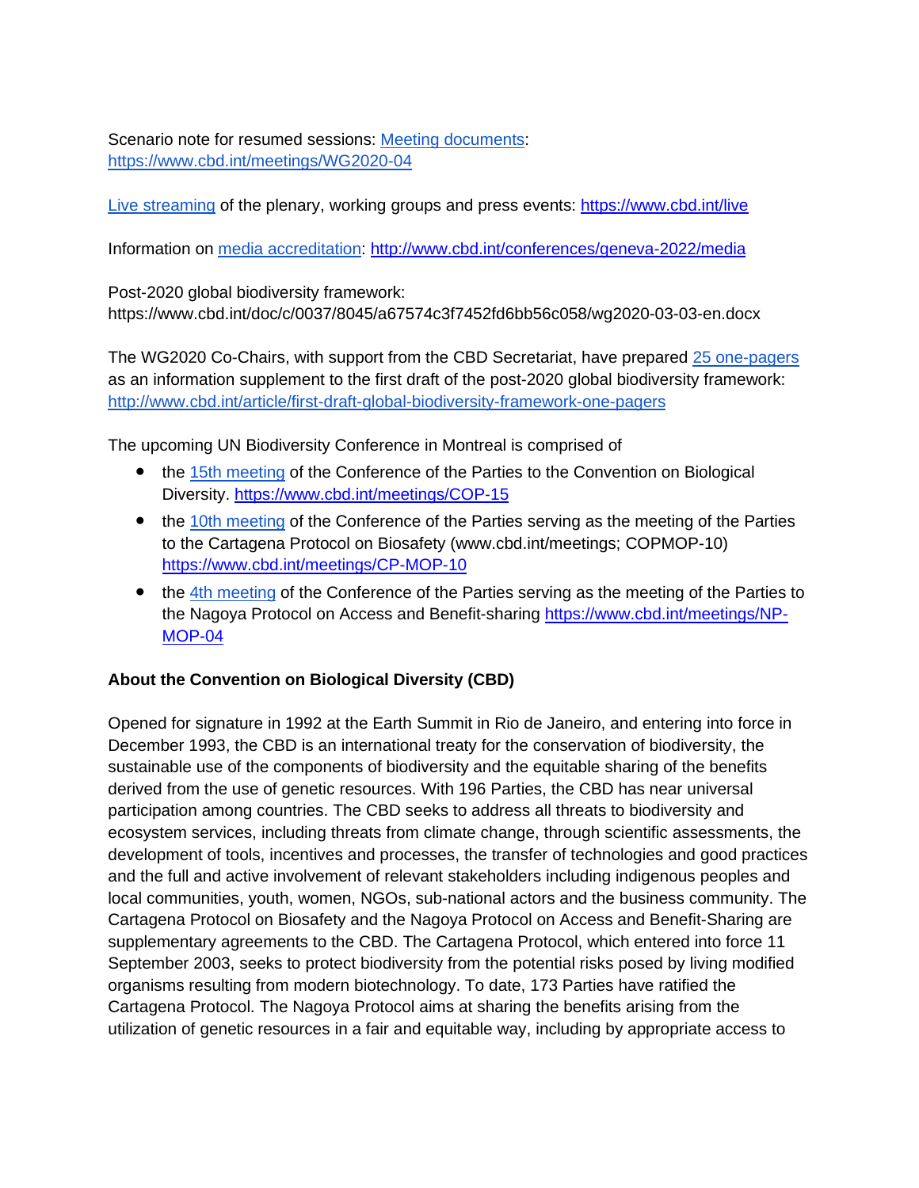Scenario note for resumed sessions: [Meeting documents](https://www.cbd.int/meetings/WG2020-04): [https://www.cbd.int/meetings/WG2020-04](https://www.cbd.int/meetings/WG2020-04)

[Live streaming](https://www.cbd.int/live) of the plenary, working groups and press events: [https://www.cbd.int/live](https://www.cbd.int/live)

Information on [media accreditation](http://www.cbd.int/conferences/geneva-2022/media): [http://www.cbd.int/conferences/geneva-2022/media](http://www.cbd.int/conferences/geneva-2022/media)

Post-2020 global biodiversity framework:
https://www.cbd.int/doc/c/0037/8045/a67574c3f7452fd6bb56c058/wg2020-03-03-en.docx

The WG2020 Co-Chairs, with support from the CBD Secretariat, have prepared [25 one-pagers](http://www.cbd.int/article/first-draft-global-biodiversity-framework-one-pagers) as an information supplement to the first draft of the post-2020 global biodiversity framework: [http://www.cbd.int/article/first-draft-global-biodiversity-framework-one-pagers](http://www.cbd.int/article/first-draft-global-biodiversity-framework-one-pagers)

The upcoming UN Biodiversity Conference in Montreal is comprised of

- the [15th meeting](https://www.cbd.int/meetings/COP-15) of the Conference of the Parties to the Convention on Biological Diversity. [https://www.cbd.int/meetings/COP-15](https://www.cbd.int/meetings/COP-15)
- the [10th meeting](https://www.cbd.int/meetings/CP-MOP-10) of the Conference of the Parties serving as the meeting of the Parties to the Cartagena Protocol on Biosafety (www.cbd.int/meetings; COPMOP-10) [https://www.cbd.int/meetings/CP-MOP-10](https://www.cbd.int/meetings/CP-MOP-10)
- the [4th meeting](https://www.cbd.int/meetings/NP-MOP-04) of the Conference of the Parties serving as the meeting of the Parties to the Nagoya Protocol on Access and Benefit-sharing [https://www.cbd.int/meetings/NP-MOP-04](https://www.cbd.int/meetings/NP-MOP-04)

**About the Convention on Biological Diversity (CBD)**

Opened for signature in 1992 at the Earth Summit in Rio de Janeiro, and entering into force in December 1993, the CBD is an international treaty for the conservation of biodiversity, the sustainable use of the components of biodiversity and the equitable sharing of the benefits derived from the use of genetic resources. With 196 Parties, the CBD has near universal participation among countries. The CBD seeks to address all threats to biodiversity and ecosystem services, including threats from climate change, through scientific assessments, the development of tools, incentives and processes, the transfer of technologies and good practices and the full and active involvement of relevant stakeholders including indigenous peoples and local communities, youth, women, NGOs, sub-national actors and the business community. The Cartagena Protocol on Biosafety and the Nagoya Protocol on Access and Benefit-Sharing are supplementary agreements to the CBD. The Cartagena Protocol, which entered into force 11 September 2003, seeks to protect biodiversity from the potential risks posed by living modified organisms resulting from modern biotechnology. To date, 173 Parties have ratified the Cartagena Protocol. The Nagoya Protocol aims at sharing the benefits arising from the utilization of genetic resources in a fair and equitable way, including by appropriate access to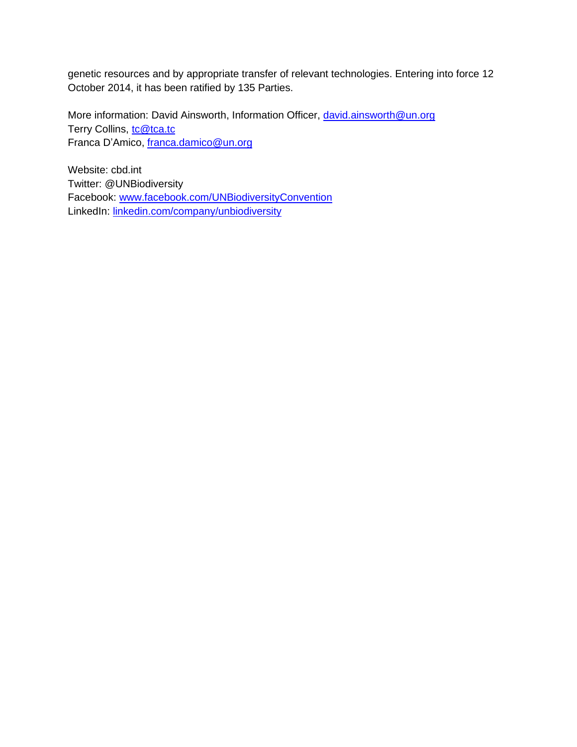genetic resources and by appropriate transfer of relevant technologies. Entering into force 12 October 2014, it has been ratified by 135 Parties.

More information: David Ainsworth, Information Officer, david.ainsworth@un.org  
Terry Collins, tc@tca.tc  
Franca D'Amico, franca.damico@un.org

Website: cbd.int  
Twitter: @UNBiodiversity  
Facebook: www.facebook.com/UNBiodiversityConvention  
LinkedIn: linkedin.com/company/unbiodiversity